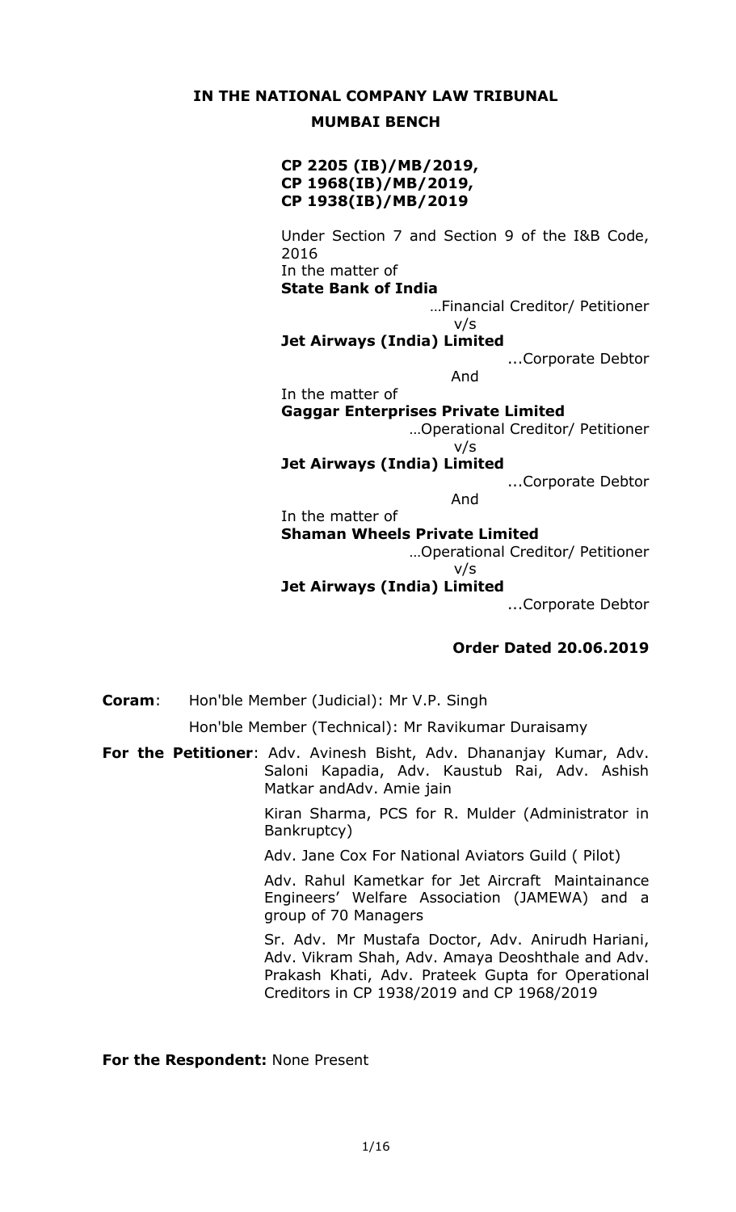# IN THE NATIONAL COMPANY LAW TRIBUNAL

## MUMBAI BENCH

**CP 2205 (IB)/MB/2019,**
**CP 1968(IB)/MB/2019,**
**CP 1938(IB)/MB/2019**

Under Section 7 and Section 9 of the I&B Code, 2016

In the matter of

**State Bank of India**

…Financial Creditor/ Petitioner

v/s

**Jet Airways (India) Limited**

...Corporate Debtor

And

In the matter of

**Gaggar Enterprises Private Limited**

…Operational Creditor/ Petitioner

v/s

**Jet Airways (India) Limited**

...Corporate Debtor

And

In the matter of

**Shaman Wheels Private Limited**

…Operational Creditor/ Petitioner

v/s

**Jet Airways (India) Limited**

...Corporate Debtor

**Order Dated 20.06.2019**

**Coram**: Hon'ble Member (Judicial): Mr V.P. Singh

Hon'ble Member (Technical): Mr Ravikumar Duraisamy

**For the Petitioner**: Adv. Avinesh Bisht, Adv. Dhananjay Kumar, Adv. Saloni Kapadia, Adv. Kaustub Rai, Adv. Ashish Matkar andAdv. Amie jain

Kiran Sharma, PCS for R. Mulder (Administrator in Bankruptcy)

Adv. Jane Cox For National Aviators Guild ( Pilot)

Adv. Rahul Kametkar for Jet Aircraft Maintainance Engineers' Welfare Association (JAMEWA) and a group of 70 Managers

Sr. Adv. Mr Mustafa Doctor, Adv. Anirudh Hariani, Adv. Vikram Shah, Adv. Amaya Deoshthale and Adv. Prakash Khati, Adv. Prateek Gupta for Operational Creditors in CP 1938/2019 and CP 1968/2019

**For the Respondent:** None Present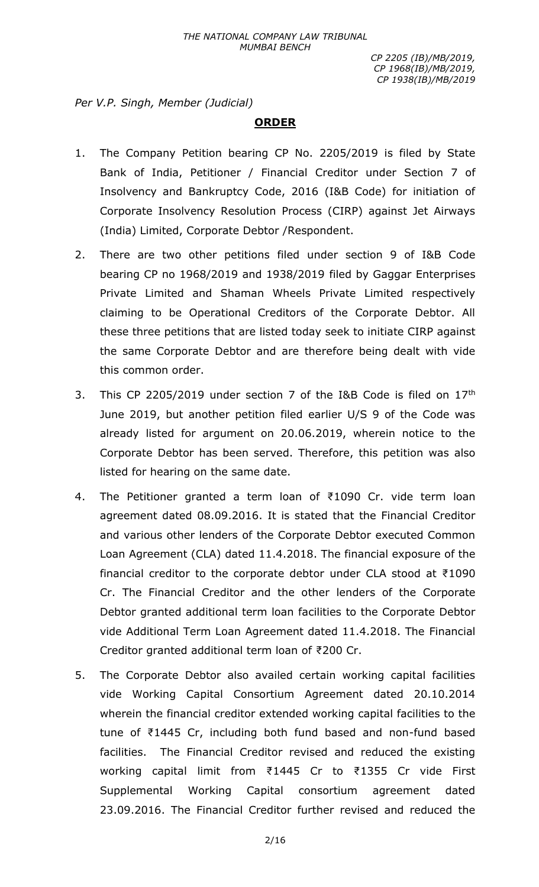*Per V.P. Singh, Member (Judicial)*

## ORDER

1. The Company Petition bearing CP No. 2205/2019 is filed by State Bank of India, Petitioner / Financial Creditor under Section 7 of Insolvency and Bankruptcy Code, 2016 (I&B Code) for initiation of Corporate Insolvency Resolution Process (CIRP) against Jet Airways (India) Limited, Corporate Debtor /Respondent.

2. There are two other petitions filed under section 9 of I&B Code bearing CP no 1968/2019 and 1938/2019 filed by Gaggar Enterprises Private Limited and Shaman Wheels Private Limited respectively claiming to be Operational Creditors of the Corporate Debtor. All these three petitions that are listed today seek to initiate CIRP against the same Corporate Debtor and are therefore being dealt with vide this common order.

3. This CP 2205/2019 under section 7 of the I&B Code is filed on 17th June 2019, but another petition filed earlier U/S 9 of the Code was already listed for argument on 20.06.2019, wherein notice to the Corporate Debtor has been served. Therefore, this petition was also listed for hearing on the same date.

4. The Petitioner granted a term loan of ₹1090 Cr. vide term loan agreement dated 08.09.2016. It is stated that the Financial Creditor and various other lenders of the Corporate Debtor executed Common Loan Agreement (CLA) dated 11.4.2018. The financial exposure of the financial creditor to the corporate debtor under CLA stood at ₹1090 Cr. The Financial Creditor and the other lenders of the Corporate Debtor granted additional term loan facilities to the Corporate Debtor vide Additional Term Loan Agreement dated 11.4.2018. The Financial Creditor granted additional term loan of ₹200 Cr.

5. The Corporate Debtor also availed certain working capital facilities vide Working Capital Consortium Agreement dated 20.10.2014 wherein the financial creditor extended working capital facilities to the tune of ₹1445 Cr, including both fund based and non-fund based facilities. The Financial Creditor revised and reduced the existing working capital limit from ₹1445 Cr to ₹1355 Cr vide First Supplemental Working Capital consortium agreement dated 23.09.2016. The Financial Creditor further revised and reduced the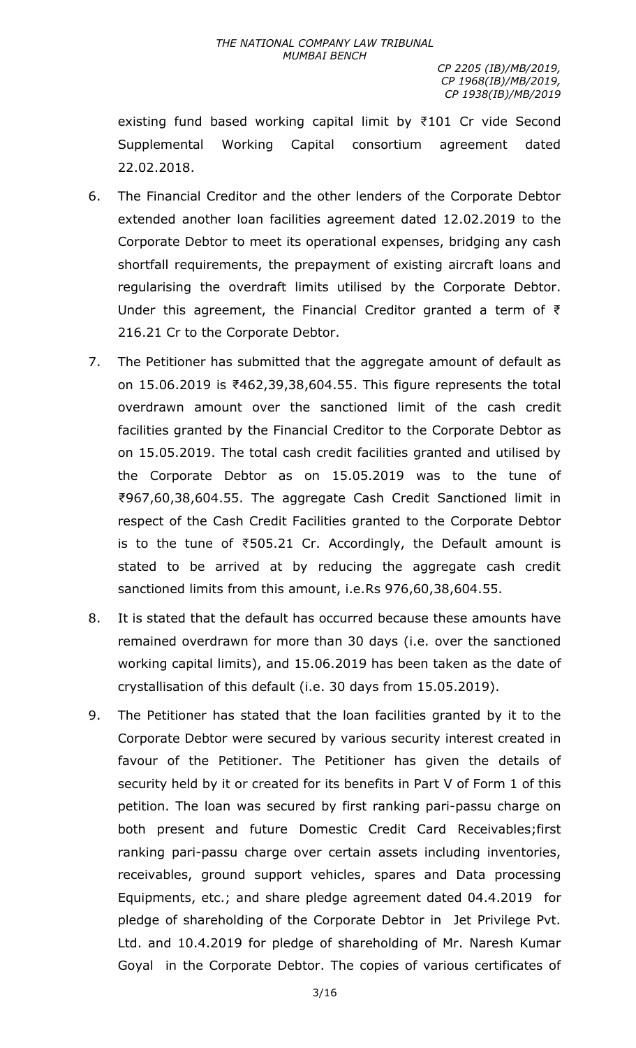existing fund based working capital limit by ₹101 Cr vide Second Supplemental Working Capital consortium agreement dated 22.02.2018.

6. The Financial Creditor and the other lenders of the Corporate Debtor extended another loan facilities agreement dated 12.02.2019 to the Corporate Debtor to meet its operational expenses, bridging any cash shortfall requirements, the prepayment of existing aircraft loans and regularising the overdraft limits utilised by the Corporate Debtor. Under this agreement, the Financial Creditor granted a term of ₹ 216.21 Cr to the Corporate Debtor.

7. The Petitioner has submitted that the aggregate amount of default as on 15.06.2019 is ₹462,39,38,604.55. This figure represents the total overdrawn amount over the sanctioned limit of the cash credit facilities granted by the Financial Creditor to the Corporate Debtor as on 15.05.2019. The total cash credit facilities granted and utilised by the Corporate Debtor as on 15.05.2019 was to the tune of ₹967,60,38,604.55. The aggregate Cash Credit Sanctioned limit in respect of the Cash Credit Facilities granted to the Corporate Debtor is to the tune of ₹505.21 Cr. Accordingly, the Default amount is stated to be arrived at by reducing the aggregate cash credit sanctioned limits from this amount, i.e.Rs 976,60,38,604.55.

8. It is stated that the default has occurred because these amounts have remained overdrawn for more than 30 days (i.e. over the sanctioned working capital limits), and 15.06.2019 has been taken as the date of crystallisation of this default (i.e. 30 days from 15.05.2019).

9. The Petitioner has stated that the loan facilities granted by it to the Corporate Debtor were secured by various security interest created in favour of the Petitioner. The Petitioner has given the details of security held by it or created for its benefits in Part V of Form 1 of this petition. The loan was secured by first ranking pari-passu charge on both present and future Domestic Credit Card Receivables;first ranking pari-passu charge over certain assets including inventories, receivables, ground support vehicles, spares and Data processing Equipments, etc.; and share pledge agreement dated 04.4.2019 for pledge of shareholding of the Corporate Debtor in Jet Privilege Pvt. Ltd. and 10.4.2019 for pledge of shareholding of Mr. Naresh Kumar Goyal in the Corporate Debtor. The copies of various certificates of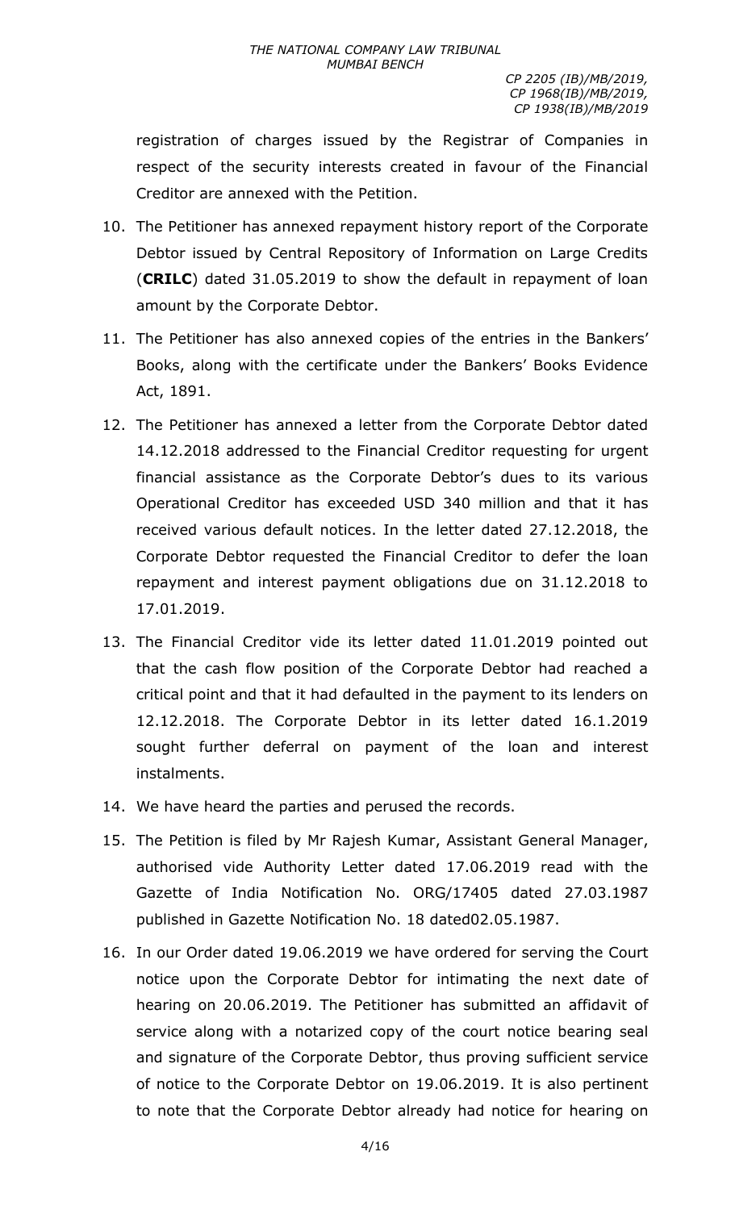registration of charges issued by the Registrar of Companies in respect of the security interests created in favour of the Financial Creditor are annexed with the Petition.

10. The Petitioner has annexed repayment history report of the Corporate Debtor issued by Central Repository of Information on Large Credits (**CRILC**) dated 31.05.2019 to show the default in repayment of loan amount by the Corporate Debtor.

11. The Petitioner has also annexed copies of the entries in the Bankers' Books, along with the certificate under the Bankers' Books Evidence Act, 1891.

12. The Petitioner has annexed a letter from the Corporate Debtor dated 14.12.2018 addressed to the Financial Creditor requesting for urgent financial assistance as the Corporate Debtor's dues to its various Operational Creditor has exceeded USD 340 million and that it has received various default notices. In the letter dated 27.12.2018, the Corporate Debtor requested the Financial Creditor to defer the loan repayment and interest payment obligations due on 31.12.2018 to 17.01.2019.

13. The Financial Creditor vide its letter dated 11.01.2019 pointed out that the cash flow position of the Corporate Debtor had reached a critical point and that it had defaulted in the payment to its lenders on 12.12.2018. The Corporate Debtor in its letter dated 16.1.2019 sought further deferral on payment of the loan and interest instalments.

14. We have heard the parties and perused the records.

15. The Petition is filed by Mr Rajesh Kumar, Assistant General Manager, authorised vide Authority Letter dated 17.06.2019 read with the Gazette of India Notification No. ORG/17405 dated 27.03.1987 published in Gazette Notification No. 18 dated02.05.1987.

16. In our Order dated 19.06.2019 we have ordered for serving the Court notice upon the Corporate Debtor for intimating the next date of hearing on 20.06.2019. The Petitioner has submitted an affidavit of service along with a notarized copy of the court notice bearing seal and signature of the Corporate Debtor, thus proving sufficient service of notice to the Corporate Debtor on 19.06.2019. It is also pertinent to note that the Corporate Debtor already had notice for hearing on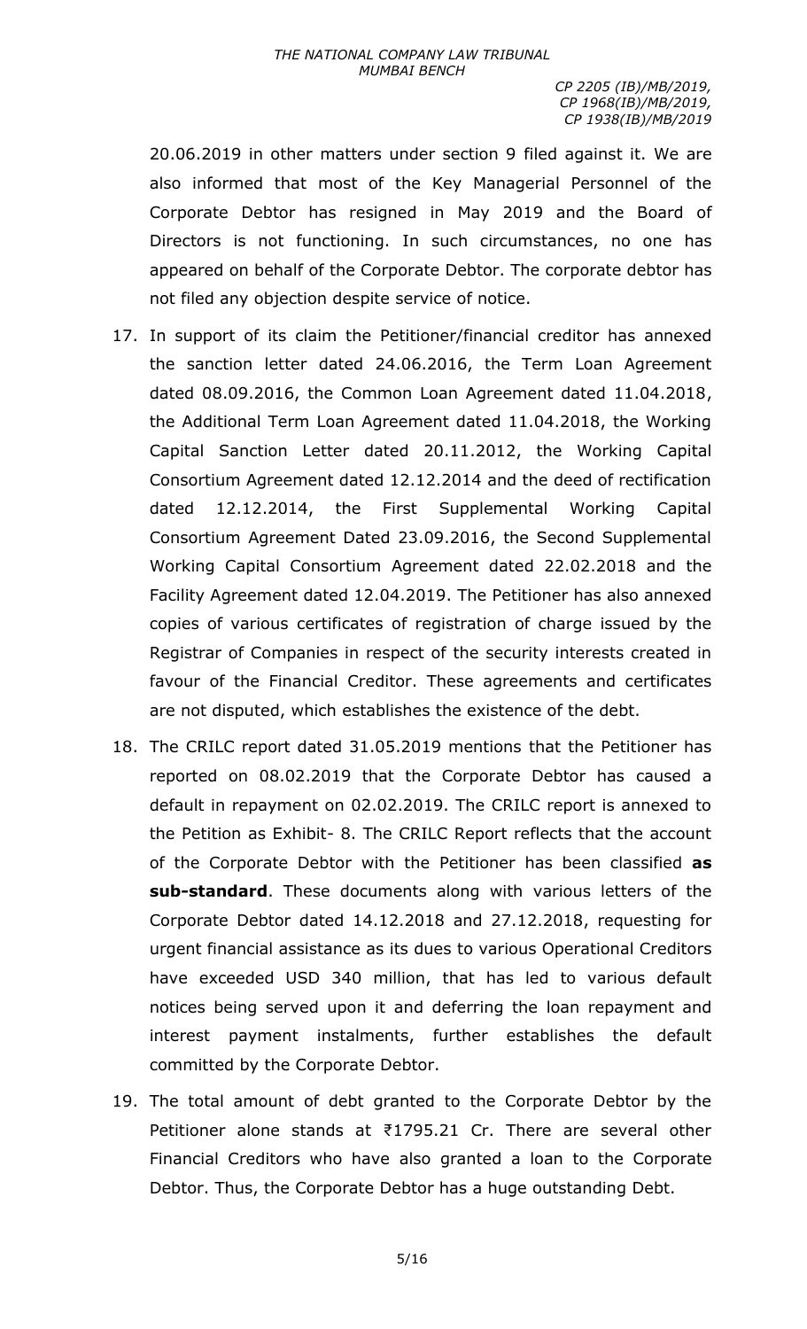20.06.2019 in other matters under section 9 filed against it. We are also informed that most of the Key Managerial Personnel of the Corporate Debtor has resigned in May 2019 and the Board of Directors is not functioning. In such circumstances, no one has appeared on behalf of the Corporate Debtor. The corporate debtor has not filed any objection despite service of notice.

17. In support of its claim the Petitioner/financial creditor has annexed the sanction letter dated 24.06.2016, the Term Loan Agreement dated 08.09.2016, the Common Loan Agreement dated 11.04.2018, the Additional Term Loan Agreement dated 11.04.2018, the Working Capital Sanction Letter dated 20.11.2012, the Working Capital Consortium Agreement dated 12.12.2014 and the deed of rectification dated 12.12.2014, the First Supplemental Working Capital Consortium Agreement Dated 23.09.2016, the Second Supplemental Working Capital Consortium Agreement dated 22.02.2018 and the Facility Agreement dated 12.04.2019. The Petitioner has also annexed copies of various certificates of registration of charge issued by the Registrar of Companies in respect of the security interests created in favour of the Financial Creditor. These agreements and certificates are not disputed, which establishes the existence of the debt.

18. The CRILC report dated 31.05.2019 mentions that the Petitioner has reported on 08.02.2019 that the Corporate Debtor has caused a default in repayment on 02.02.2019. The CRILC report is annexed to the Petition as Exhibit- 8. The CRILC Report reflects that the account of the Corporate Debtor with the Petitioner has been classified **as sub-standard**. These documents along with various letters of the Corporate Debtor dated 14.12.2018 and 27.12.2018, requesting for urgent financial assistance as its dues to various Operational Creditors have exceeded USD 340 million, that has led to various default notices being served upon it and deferring the loan repayment and interest payment instalments, further establishes the default committed by the Corporate Debtor.

19. The total amount of debt granted to the Corporate Debtor by the Petitioner alone stands at ₹1795.21 Cr. There are several other Financial Creditors who have also granted a loan to the Corporate Debtor. Thus, the Corporate Debtor has a huge outstanding Debt.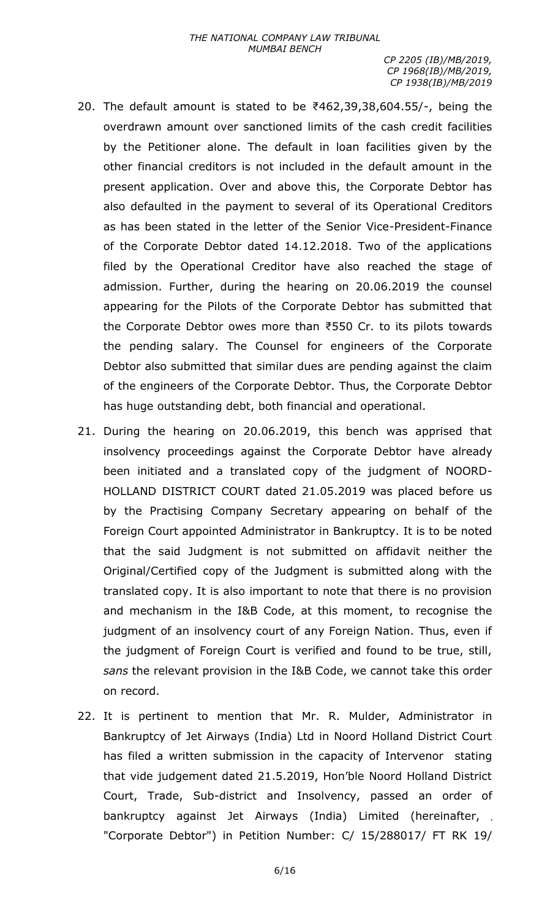20. The default amount is stated to be ₹462,39,38,604.55/-, being the overdrawn amount over sanctioned limits of the cash credit facilities by the Petitioner alone. The default in loan facilities given by the other financial creditors is not included in the default amount in the present application. Over and above this, the Corporate Debtor has also defaulted in the payment to several of its Operational Creditors as has been stated in the letter of the Senior Vice-President-Finance of the Corporate Debtor dated 14.12.2018. Two of the applications filed by the Operational Creditor have also reached the stage of admission. Further, during the hearing on 20.06.2019 the counsel appearing for the Pilots of the Corporate Debtor has submitted that the Corporate Debtor owes more than ₹550 Cr. to its pilots towards the pending salary. The Counsel for engineers of the Corporate Debtor also submitted that similar dues are pending against the claim of the engineers of the Corporate Debtor. Thus, the Corporate Debtor has huge outstanding debt, both financial and operational.

21. During the hearing on 20.06.2019, this bench was apprised that insolvency proceedings against the Corporate Debtor have already been initiated and a translated copy of the judgment of NOORD-HOLLAND DISTRICT COURT dated 21.05.2019 was placed before us by the Practising Company Secretary appearing on behalf of the Foreign Court appointed Administrator in Bankruptcy. It is to be noted that the said Judgment is not submitted on affidavit neither the Original/Certified copy of the Judgment is submitted along with the translated copy. It is also important to note that there is no provision and mechanism in the I&B Code, at this moment, to recognise the judgment of an insolvency court of any Foreign Nation. Thus, even if the judgment of Foreign Court is verified and found to be true, still, *sans* the relevant provision in the I&B Code, we cannot take this order on record.

22. It is pertinent to mention that Mr. R. Mulder, Administrator in Bankruptcy of Jet Airways (India) Ltd in Noord Holland District Court has filed a written submission in the capacity of Intervenor stating that vide judgement dated 21.5.2019, Hon'ble Noord Holland District Court, Trade, Sub-district and Insolvency, passed an order of bankruptcy against Jet Airways (India) Limited (hereinafter, "Corporate Debtor") in Petition Number: C/ 15/288017/ FT RK 19/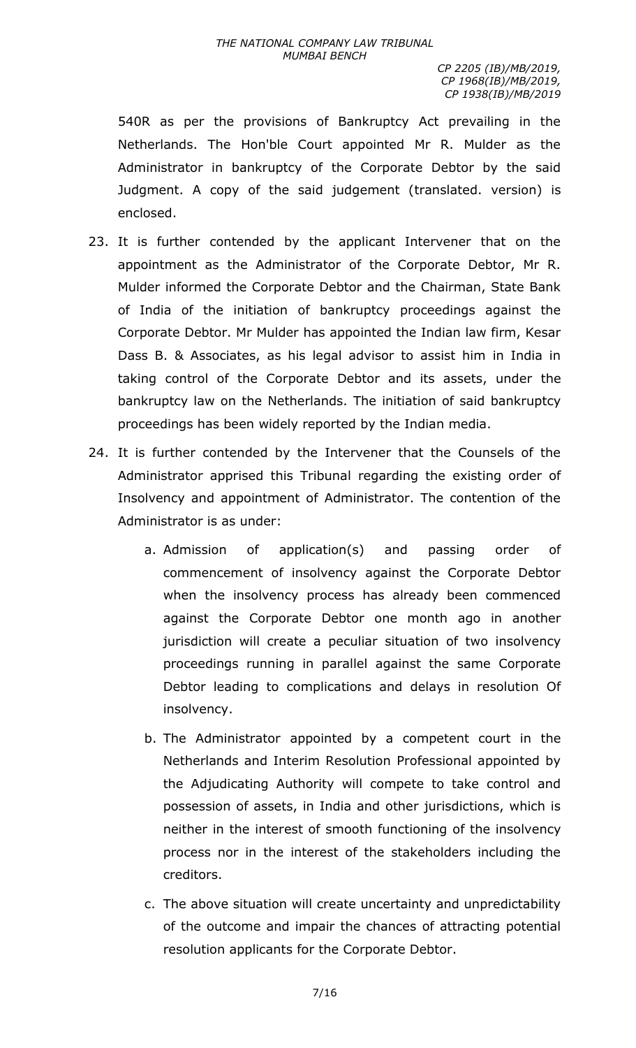540R as per the provisions of Bankruptcy Act prevailing in the Netherlands. The Hon'ble Court appointed Mr R. Mulder as the Administrator in bankruptcy of the Corporate Debtor by the said Judgment. A copy of the said judgement (translated. version) is enclosed.

23. It is further contended by the applicant Intervener that on the appointment as the Administrator of the Corporate Debtor, Mr R. Mulder informed the Corporate Debtor and the Chairman, State Bank of India of the initiation of bankruptcy proceedings against the Corporate Debtor. Mr Mulder has appointed the Indian law firm, Kesar Dass B. & Associates, as his legal advisor to assist him in India in taking control of the Corporate Debtor and its assets, under the bankruptcy law on the Netherlands. The initiation of said bankruptcy proceedings has been widely reported by the Indian media.

24. It is further contended by the Intervener that the Counsels of the Administrator apprised this Tribunal regarding the existing order of Insolvency and appointment of Administrator. The contention of the Administrator is as under:

    a. Admission of application(s) and passing order of commencement of insolvency against the Corporate Debtor when the insolvency process has already been commenced against the Corporate Debtor one month ago in another jurisdiction will create a peculiar situation of two insolvency proceedings running in parallel against the same Corporate Debtor leading to complications and delays in resolution Of insolvency.

    b. The Administrator appointed by a competent court in the Netherlands and Interim Resolution Professional appointed by the Adjudicating Authority will compete to take control and possession of assets, in India and other jurisdictions, which is neither in the interest of smooth functioning of the insolvency process nor in the interest of the stakeholders including the creditors.

    c. The above situation will create uncertainty and unpredictability of the outcome and impair the chances of attracting potential resolution applicants for the Corporate Debtor.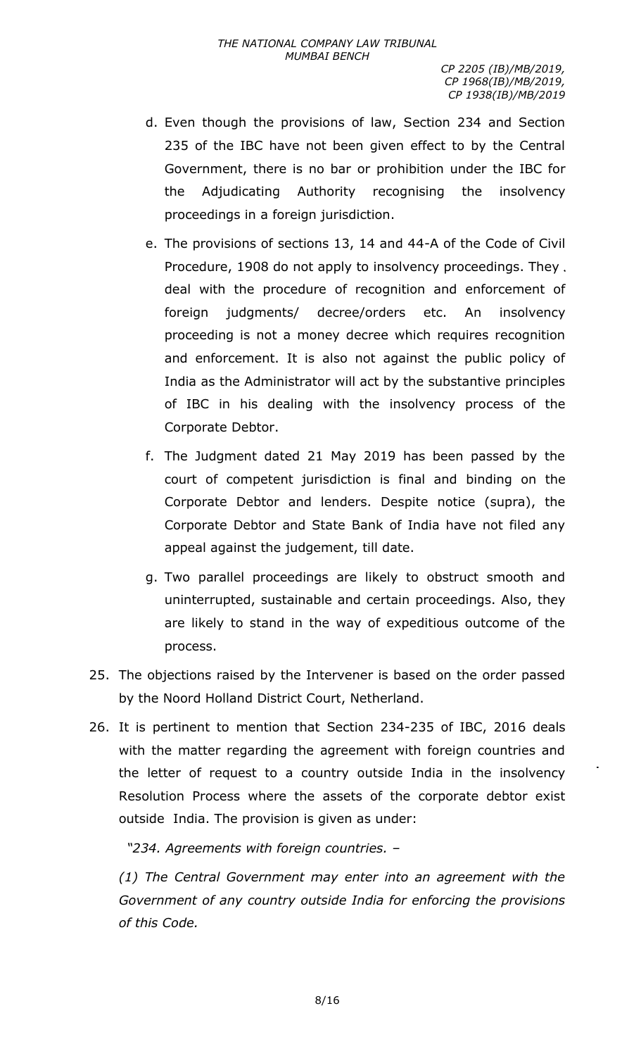d. Even though the provisions of law, Section 234 and Section 235 of the IBC have not been given effect to by the Central Government, there is no bar or prohibition under the IBC for the Adjudicating Authority recognising the insolvency proceedings in a foreign jurisdiction.

e. The provisions of sections 13, 14 and 44-A of the Code of Civil Procedure, 1908 do not apply to insolvency proceedings. They deal with the procedure of recognition and enforcement of foreign judgments/ decree/orders etc. An insolvency proceeding is not a money decree which requires recognition and enforcement. It is also not against the public policy of India as the Administrator will act by the substantive principles of IBC in his dealing with the insolvency process of the Corporate Debtor.

f. The Judgment dated 21 May 2019 has been passed by the court of competent jurisdiction is final and binding on the Corporate Debtor and lenders. Despite notice (supra), the Corporate Debtor and State Bank of India have not filed any appeal against the judgement, till date.

g. Two parallel proceedings are likely to obstruct smooth and uninterrupted, sustainable and certain proceedings. Also, they are likely to stand in the way of expeditious outcome of the process.

25. The objections raised by the Intervener is based on the order passed by the Noord Holland District Court, Netherland.

26. It is pertinent to mention that Section 234-235 of IBC, 2016 deals with the matter regarding the agreement with foreign countries and the letter of request to a country outside India in the insolvency Resolution Process where the assets of the corporate debtor exist outside India. The provision is given as under:

*"234. Agreements with foreign countries. –*

*(1) The Central Government may enter into an agreement with the Government of any country outside India for enforcing the provisions of this Code.*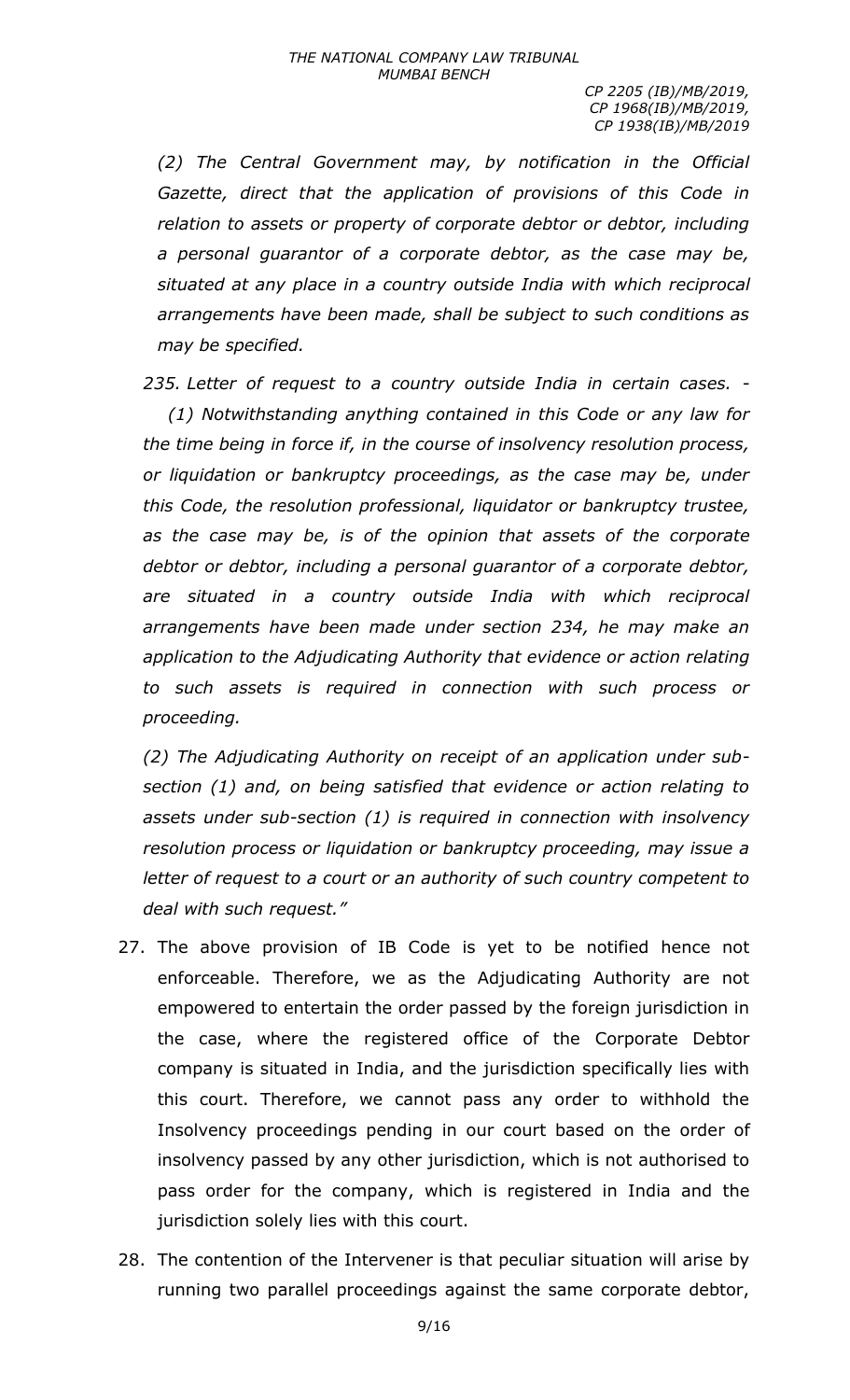*(2) The Central Government may, by notification in the Official Gazette, direct that the application of provisions of this Code in relation to assets or property of corporate debtor or debtor, including a personal guarantor of a corporate debtor, as the case may be, situated at any place in a country outside India with which reciprocal arrangements have been made, shall be subject to such conditions as may be specified.*

*235. Letter of request to a country outside India in certain cases. -*

*(1) Notwithstanding anything contained in this Code or any law for the time being in force if, in the course of insolvency resolution process, or liquidation or bankruptcy proceedings, as the case may be, under this Code, the resolution professional, liquidator or bankruptcy trustee, as the case may be, is of the opinion that assets of the corporate debtor or debtor, including a personal guarantor of a corporate debtor, are situated in a country outside India with which reciprocal arrangements have been made under section 234, he may make an application to the Adjudicating Authority that evidence or action relating to such assets is required in connection with such process or proceeding.*

*(2) The Adjudicating Authority on receipt of an application under sub-section (1) and, on being satisfied that evidence or action relating to assets under sub-section (1) is required in connection with insolvency resolution process or liquidation or bankruptcy proceeding, may issue a letter of request to a court or an authority of such country competent to deal with such request."*

27. The above provision of IB Code is yet to be notified hence not enforceable. Therefore, we as the Adjudicating Authority are not empowered to entertain the order passed by the foreign jurisdiction in the case, where the registered office of the Corporate Debtor company is situated in India, and the jurisdiction specifically lies with this court. Therefore, we cannot pass any order to withhold the Insolvency proceedings pending in our court based on the order of insolvency passed by any other jurisdiction, which is not authorised to pass order for the company, which is registered in India and the jurisdiction solely lies with this court.

28. The contention of the Intervener is that peculiar situation will arise by running two parallel proceedings against the same corporate debtor,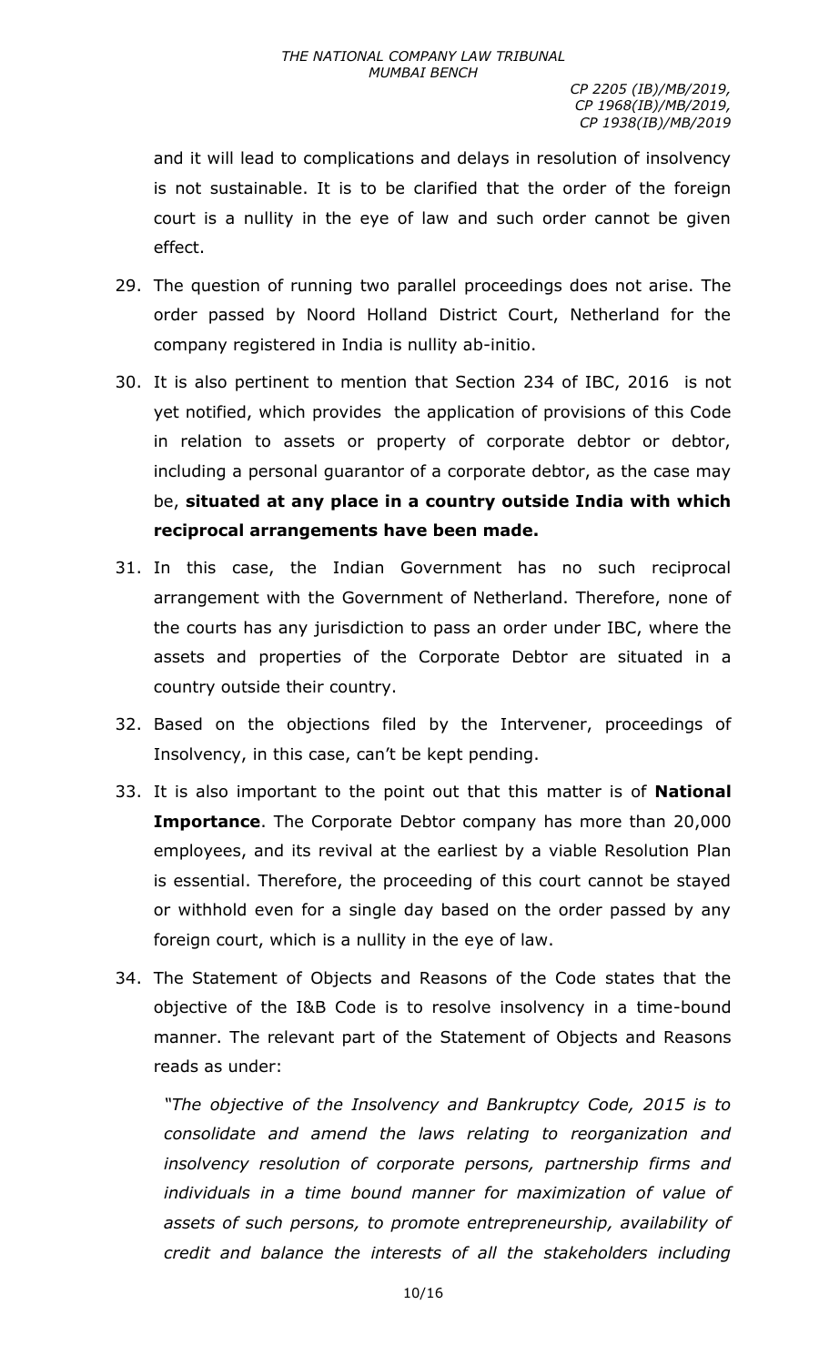and it will lead to complications and delays in resolution of insolvency is not sustainable. It is to be clarified that the order of the foreign court is a nullity in the eye of law and such order cannot be given effect.

29. The question of running two parallel proceedings does not arise. The order passed by Noord Holland District Court, Netherland for the company registered in India is nullity ab-initio.

30. It is also pertinent to mention that Section 234 of IBC, 2016 is not yet notified, which provides the application of provisions of this Code in relation to assets or property of corporate debtor or debtor, including a personal guarantor of a corporate debtor, as the case may be, **situated at any place in a country outside India with which reciprocal arrangements have been made.**

31. In this case, the Indian Government has no such reciprocal arrangement with the Government of Netherland. Therefore, none of the courts has any jurisdiction to pass an order under IBC, where the assets and properties of the Corporate Debtor are situated in a country outside their country.

32. Based on the objections filed by the Intervener, proceedings of Insolvency, in this case, can't be kept pending.

33. It is also important to the point out that this matter is of **National Importance**. The Corporate Debtor company has more than 20,000 employees, and its revival at the earliest by a viable Resolution Plan is essential. Therefore, the proceeding of this court cannot be stayed or withhold even for a single day based on the order passed by any foreign court, which is a nullity in the eye of law.

34. The Statement of Objects and Reasons of the Code states that the objective of the I&B Code is to resolve insolvency in a time-bound manner. The relevant part of the Statement of Objects and Reasons reads as under:

    *"The objective of the Insolvency and Bankruptcy Code, 2015 is to consolidate and amend the laws relating to reorganization and insolvency resolution of corporate persons, partnership firms and individuals in a time bound manner for maximization of value of assets of such persons, to promote entrepreneurship, availability of credit and balance the interests of all the stakeholders including*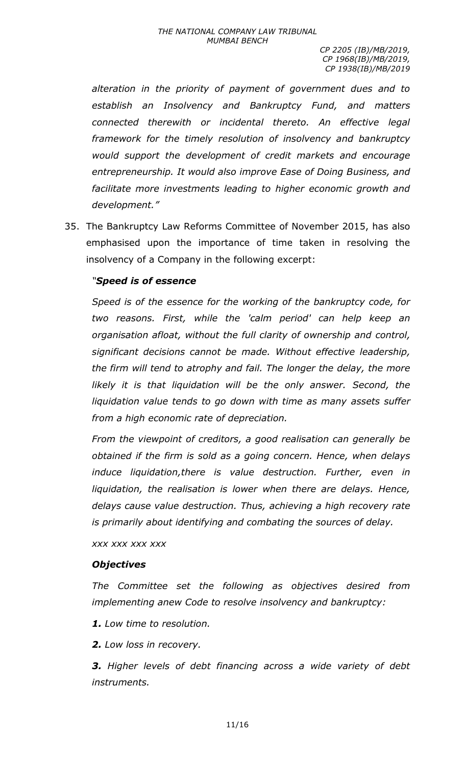*alteration in the priority of payment of government dues and to establish an Insolvency and Bankruptcy Fund, and matters connected therewith or incidental thereto. An effective legal framework for the timely resolution of insolvency and bankruptcy would support the development of credit markets and encourage entrepreneurship. It would also improve Ease of Doing Business, and facilitate more investments leading to higher economic growth and development."*

35. The Bankruptcy Law Reforms Committee of November 2015, has also emphasised upon the importance of time taken in resolving the insolvency of a Company in the following excerpt:

*"**Speed is of essence***

*Speed is of the essence for the working of the bankruptcy code, for two reasons. First, while the 'calm period' can help keep an organisation afloat, without the full clarity of ownership and control, significant decisions cannot be made. Without effective leadership, the firm will tend to atrophy and fail. The longer the delay, the more likely it is that liquidation will be the only answer. Second, the liquidation value tends to go down with time as many assets suffer from a high economic rate of depreciation.*

*From the viewpoint of creditors, a good realisation can generally be obtained if the firm is sold as a going concern. Hence, when delays induce liquidation,there is value destruction. Further, even in liquidation, the realisation is lower when there are delays. Hence, delays cause value destruction. Thus, achieving a high recovery rate is primarily about identifying and combating the sources of delay.*

*xxx xxx xxx xxx*

***Objectives***

*The Committee set the following as objectives desired from implementing anew Code to resolve insolvency and bankruptcy:*

***1.*** *Low time to resolution.*

***2.*** *Low loss in recovery.*

***3.*** *Higher levels of debt financing across a wide variety of debt instruments.*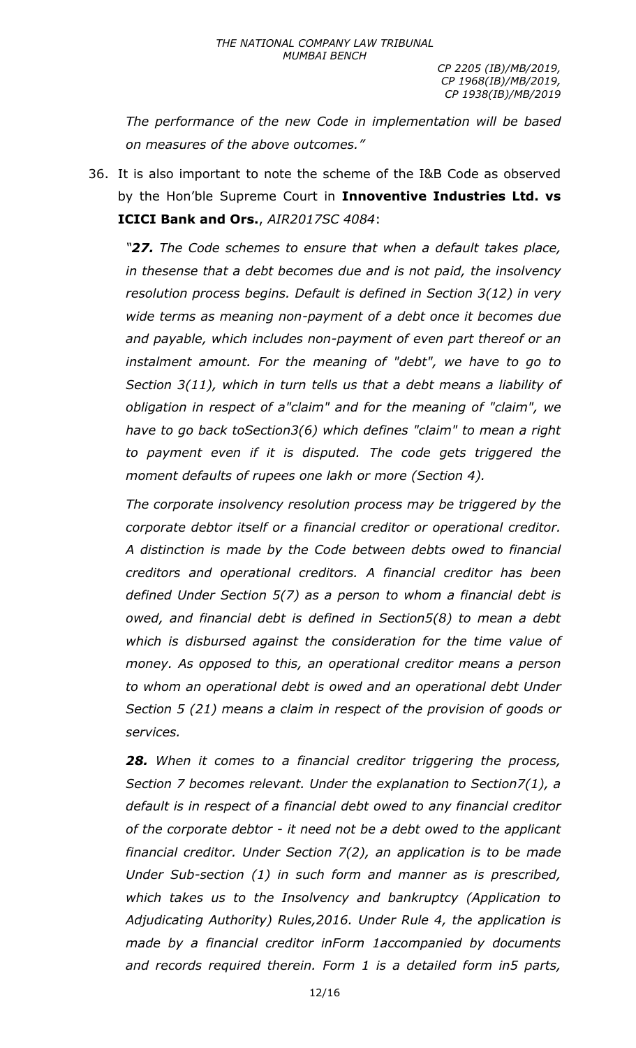*The performance of the new Code in implementation will be based on measures of the above outcomes."*

36. It is also important to note the scheme of the I&B Code as observed by the Hon'ble Supreme Court in **Innoventive Industries Ltd. vs ICICI Bank and Ors.**, *AIR2017SC 4084*:

*"**27.** The Code schemes to ensure that when a default takes place, in thesense that a debt becomes due and is not paid, the insolvency resolution process begins. Default is defined in Section 3(12) in very wide terms as meaning non-payment of a debt once it becomes due and payable, which includes non-payment of even part thereof or an instalment amount. For the meaning of "debt", we have to go to Section 3(11), which in turn tells us that a debt means a liability of obligation in respect of a"claim" and for the meaning of "claim", we have to go back toSection3(6) which defines "claim" to mean a right to payment even if it is disputed. The code gets triggered the moment defaults of rupees one lakh or more (Section 4).*

*The corporate insolvency resolution process may be triggered by the corporate debtor itself or a financial creditor or operational creditor. A distinction is made by the Code between debts owed to financial creditors and operational creditors. A financial creditor has been defined Under Section 5(7) as a person to whom a financial debt is owed, and financial debt is defined in Section5(8) to mean a debt which is disbursed against the consideration for the time value of money. As opposed to this, an operational creditor means a person to whom an operational debt is owed and an operational debt Under Section 5 (21) means a claim in respect of the provision of goods or services.*

*__28.__ When it comes to a financial creditor triggering the process, Section 7 becomes relevant. Under the explanation to Section7(1), a default is in respect of a financial debt owed to any financial creditor of the corporate debtor - it need not be a debt owed to the applicant financial creditor. Under Section 7(2), an application is to be made Under Sub-section (1) in such form and manner as is prescribed, which takes us to the Insolvency and bankruptcy (Application to Adjudicating Authority) Rules,2016. Under Rule 4, the application is made by a financial creditor inForm 1accompanied by documents and records required therein. Form 1 is a detailed form in5 parts,*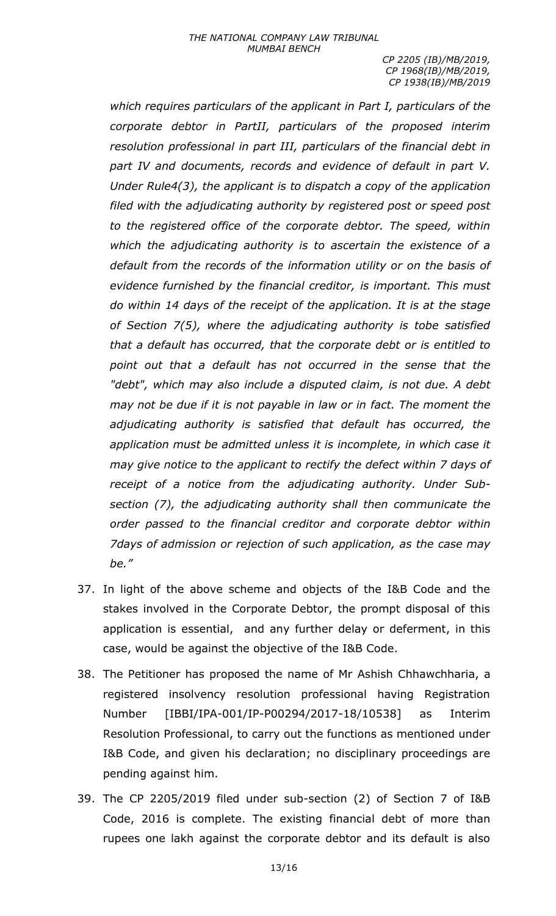*which requires particulars of the applicant in Part I, particulars of the corporate debtor in PartII, particulars of the proposed interim resolution professional in part III, particulars of the financial debt in part IV and documents, records and evidence of default in part V. Under Rule4(3), the applicant is to dispatch a copy of the application filed with the adjudicating authority by registered post or speed post to the registered office of the corporate debtor. The speed, within which the adjudicating authority is to ascertain the existence of a default from the records of the information utility or on the basis of evidence furnished by the financial creditor, is important. This must do within 14 days of the receipt of the application. It is at the stage of Section 7(5), where the adjudicating authority is tobe satisfied that a default has occurred, that the corporate debt or is entitled to point out that a default has not occurred in the sense that the "debt", which may also include a disputed claim, is not due. A debt may not be due if it is not payable in law or in fact. The moment the adjudicating authority is satisfied that default has occurred, the application must be admitted unless it is incomplete, in which case it may give notice to the applicant to rectify the defect within 7 days of receipt of a notice from the adjudicating authority. Under Sub-section (7), the adjudicating authority shall then communicate the order passed to the financial creditor and corporate debtor within 7days of admission or rejection of such application, as the case may be."*

37. In light of the above scheme and objects of the I&B Code and the stakes involved in the Corporate Debtor, the prompt disposal of this application is essential, and any further delay or deferment, in this case, would be against the objective of the I&B Code.

38. The Petitioner has proposed the name of Mr Ashish Chhawchharia, a registered insolvency resolution professional having Registration Number [IBBI/IPA-001/IP-P00294/2017-18/10538] as Interim Resolution Professional, to carry out the functions as mentioned under I&B Code, and given his declaration; no disciplinary proceedings are pending against him.

39. The CP 2205/2019 filed under sub-section (2) of Section 7 of I&B Code, 2016 is complete. The existing financial debt of more than rupees one lakh against the corporate debtor and its default is also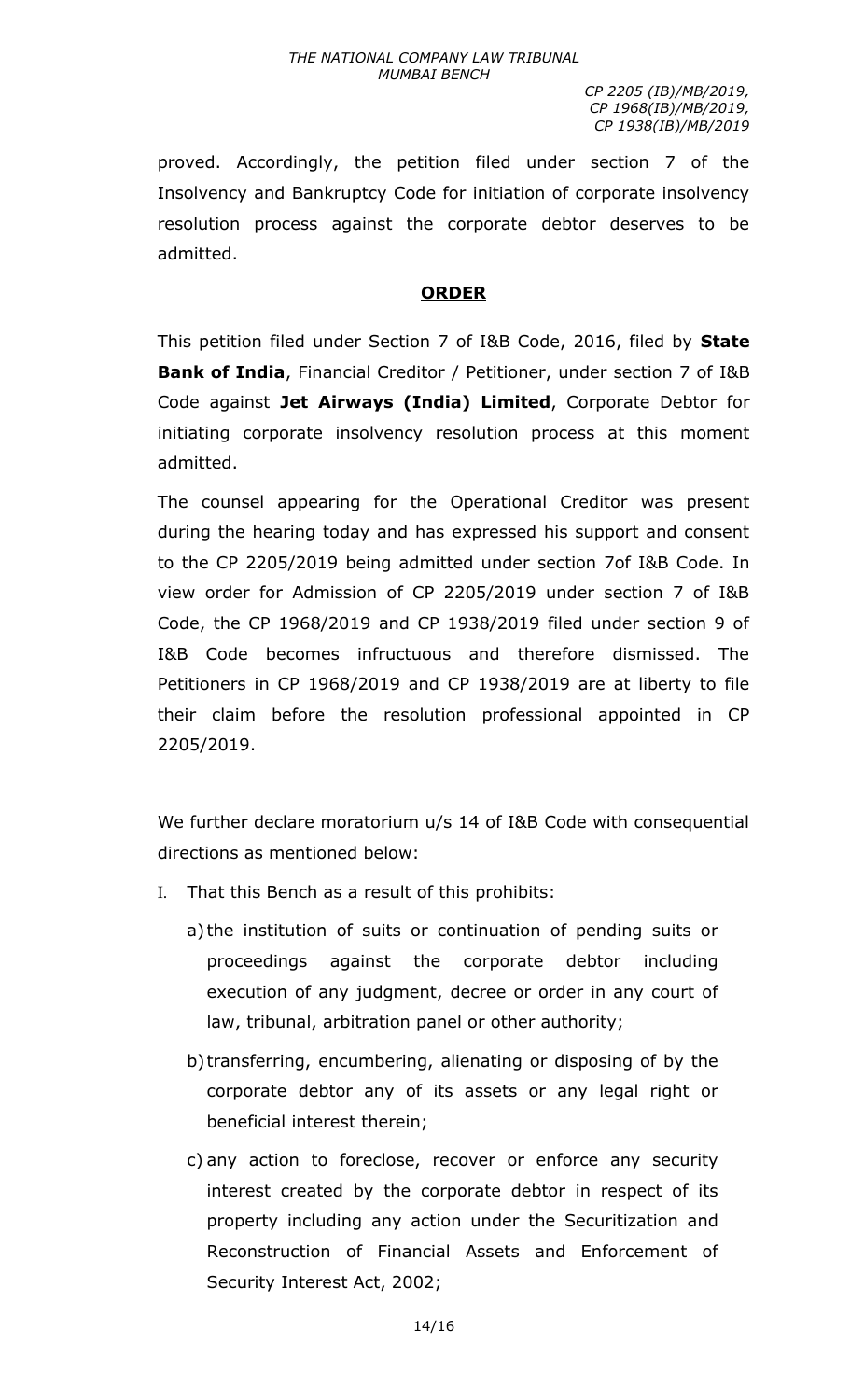proved. Accordingly, the petition filed under section 7 of the Insolvency and Bankruptcy Code for initiation of corporate insolvency resolution process against the corporate debtor deserves to be admitted.

## ORDER

This petition filed under Section 7 of I&B Code, 2016, filed by **State Bank of India**, Financial Creditor / Petitioner, under section 7 of I&B Code against **Jet Airways (India) Limited**, Corporate Debtor for initiating corporate insolvency resolution process at this moment admitted.

The counsel appearing for the Operational Creditor was present during the hearing today and has expressed his support and consent to the CP 2205/2019 being admitted under section 7of I&B Code. In view order for Admission of CP 2205/2019 under section 7 of I&B Code, the CP 1968/2019 and CP 1938/2019 filed under section 9 of I&B Code becomes infructuous and therefore dismissed. The Petitioners in CP 1968/2019 and CP 1938/2019 are at liberty to file their claim before the resolution professional appointed in CP 2205/2019.

We further declare moratorium u/s 14 of I&B Code with consequential directions as mentioned below:

I. That this Bench as a result of this prohibits:

   a) the institution of suits or continuation of pending suits or proceedings against the corporate debtor including execution of any judgment, decree or order in any court of law, tribunal, arbitration panel or other authority;

   b) transferring, encumbering, alienating or disposing of by the corporate debtor any of its assets or any legal right or beneficial interest therein;

   c) any action to foreclose, recover or enforce any security interest created by the corporate debtor in respect of its property including any action under the Securitization and Reconstruction of Financial Assets and Enforcement of Security Interest Act, 2002;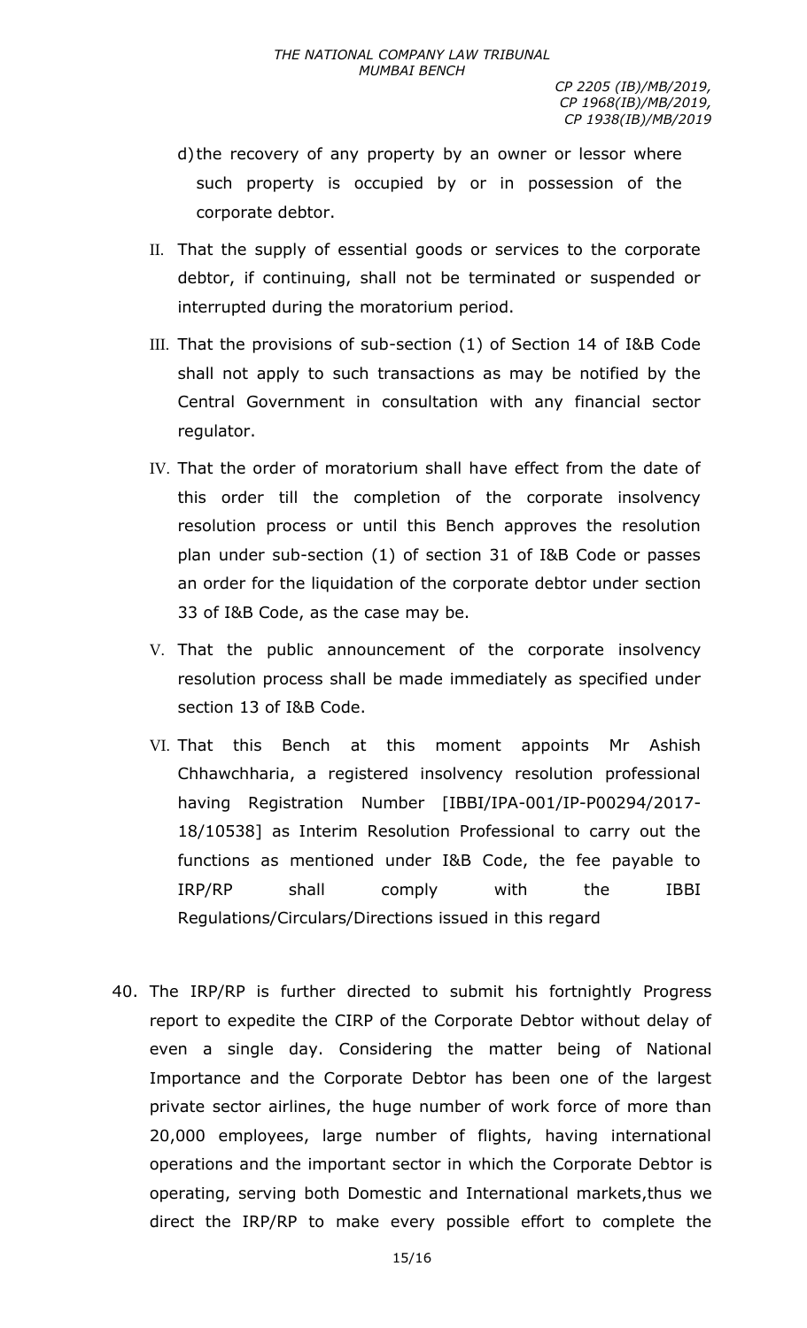d) the recovery of any property by an owner or lessor where such property is occupied by or in possession of the corporate debtor.

II. That the supply of essential goods or services to the corporate debtor, if continuing, shall not be terminated or suspended or interrupted during the moratorium period.

III. That the provisions of sub-section (1) of Section 14 of I&B Code shall not apply to such transactions as may be notified by the Central Government in consultation with any financial sector regulator.

IV. That the order of moratorium shall have effect from the date of this order till the completion of the corporate insolvency resolution process or until this Bench approves the resolution plan under sub-section (1) of section 31 of I&B Code or passes an order for the liquidation of the corporate debtor under section 33 of I&B Code, as the case may be.

V. That the public announcement of the corporate insolvency resolution process shall be made immediately as specified under section 13 of I&B Code.

VI. That this Bench at this moment appoints Mr Ashish Chhawchharia, a registered insolvency resolution professional having Registration Number [IBBI/IPA-001/IP-P00294/2017-18/10538] as Interim Resolution Professional to carry out the functions as mentioned under I&B Code, the fee payable to IRP/RP shall comply with the IBBI Regulations/Circulars/Directions issued in this regard

40. The IRP/RP is further directed to submit his fortnightly Progress report to expedite the CIRP of the Corporate Debtor without delay of even a single day. Considering the matter being of National Importance and the Corporate Debtor has been one of the largest private sector airlines, the huge number of work force of more than 20,000 employees, large number of flights, having international operations and the important sector in which the Corporate Debtor is operating, serving both Domestic and International markets,thus we direct the IRP/RP to make every possible effort to complete the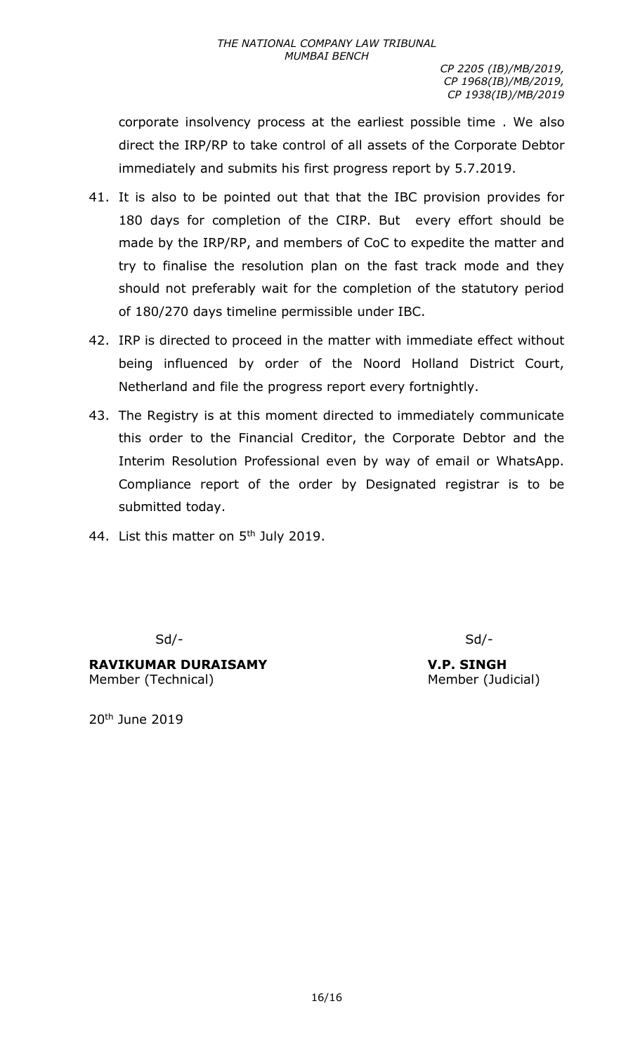corporate insolvency process at the earliest possible time . We also direct the IRP/RP to take control of all assets of the Corporate Debtor immediately and submits his first progress report by 5.7.2019.

41. It is also to be pointed out that that the IBC provision provides for 180 days for completion of the CIRP. But every effort should be made by the IRP/RP, and members of CoC to expedite the matter and try to finalise the resolution plan on the fast track mode and they should not preferably wait for the completion of the statutory period of 180/270 days timeline permissible under IBC.

42. IRP is directed to proceed in the matter with immediate effect without being influenced by order of the Noord Holland District Court, Netherland and file the progress report every fortnightly.

43. The Registry is at this moment directed to immediately communicate this order to the Financial Creditor, the Corporate Debtor and the Interim Resolution Professional even by way of email or WhatsApp. Compliance report of the order by Designated registrar is to be submitted today.

44. List this matter on 5th July 2019.

Sd/-

**RAVIKUMAR DURAISAMY**
Member (Technical)

Sd/-

**V.P. SINGH**
Member (Judicial)

20th June 2019